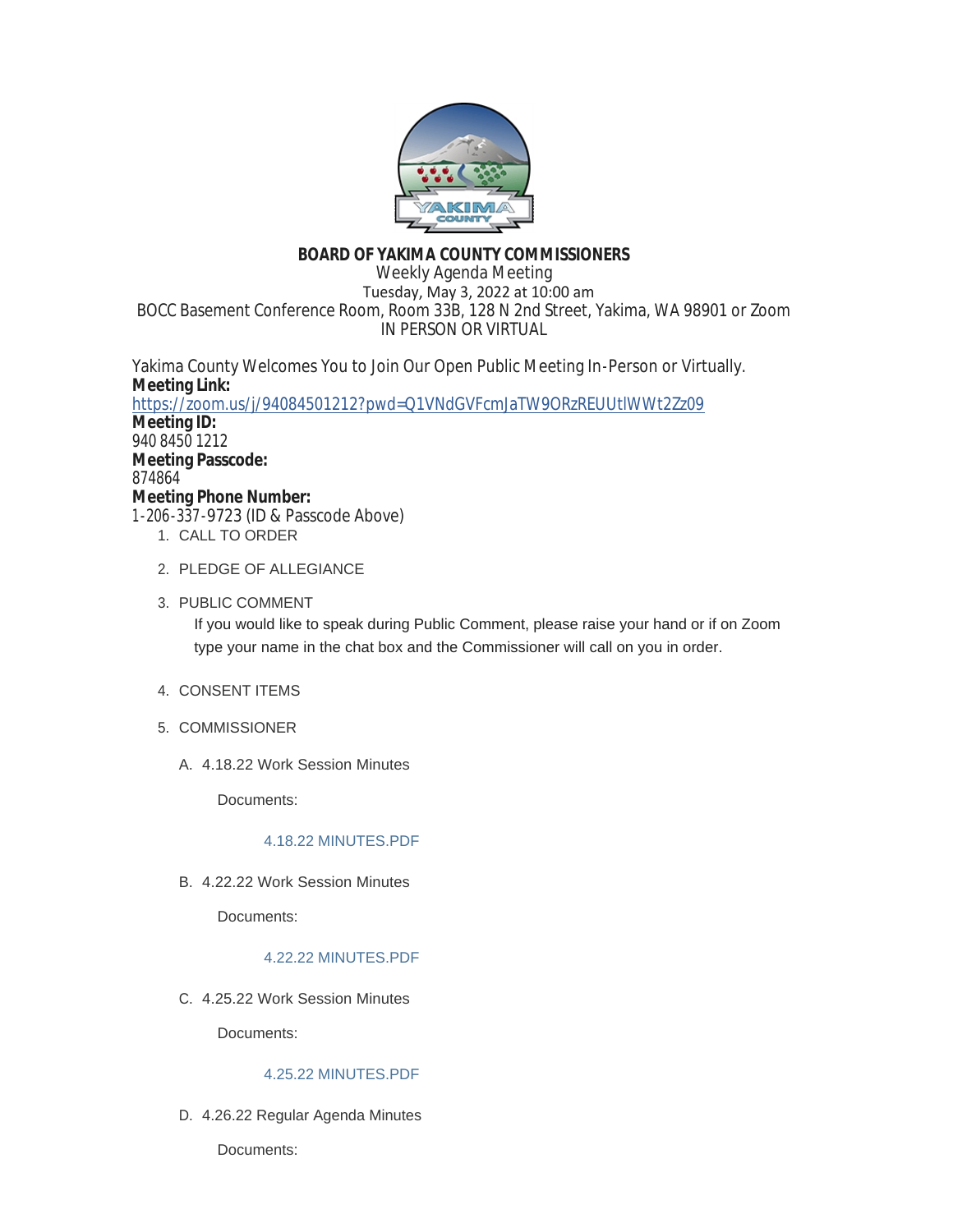**BOARD OF YAKIMA COUNTY COMMISSIONERS**
Weekly Agenda Meeting
Tuesday, May 3, 2022 at 10:00 am
BOCC Basement Conference Room, Room 33B, 128 N 2nd Street, Yakima, WA 98901 or Zoom
IN PERSON OR VIRTUAL

Yakima County Welcomes You to Join Our Open Public Meeting In-Person or Virtually.

**Meeting Link:**
https://zoom.us/j/94084501212?pwd=Q1VNdGVFcmJaTW9ORzREUUtlWWt2Zz09

**Meeting ID:**
940 8450 1212

**Meeting Passcode:**
874864

**Meeting Phone Number:**
1-206-337-9723 (ID & Passcode Above)

1. CALL TO ORDER

2. PLEDGE OF ALLEGIANCE

3. PUBLIC COMMENT

   If you would like to speak during Public Comment, please raise your hand or if on Zoom type your name in the chat box and the Commissioner will call on you in order.

4. CONSENT ITEMS

5. COMMISSIONER

   A. 4.18.22 Work Session Minutes

      Documents:

      4.18.22 MINUTES.PDF

   B. 4.22.22 Work Session Minutes

      Documents:

      4.22.22 MINUTES.PDF

   C. 4.25.22 Work Session Minutes

      Documents:

      4.25.22 MINUTES.PDF

   D. 4.26.22 Regular Agenda Minutes

      Documents: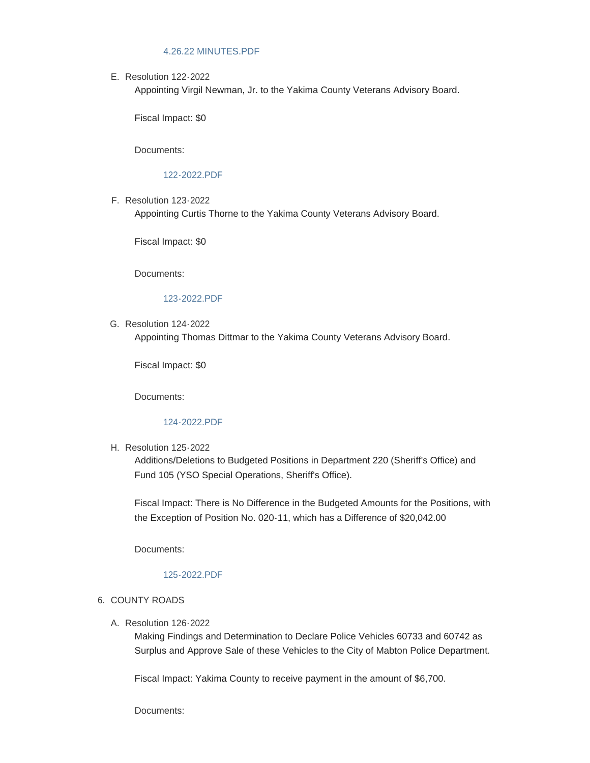4.26.22 MINUTES.PDF

E. Resolution 122-2022

   Appointing Virgil Newman, Jr. to the Yakima County Veterans Advisory Board.

   Fiscal Impact: $0

   Documents:

   122-2022.PDF

F. Resolution 123-2022

   Appointing Curtis Thorne to the Yakima County Veterans Advisory Board.

   Fiscal Impact: $0

   Documents:

   123-2022.PDF

G. Resolution 124-2022

   Appointing Thomas Dittmar to the Yakima County Veterans Advisory Board.

   Fiscal Impact: $0

   Documents:

   124-2022.PDF

H. Resolution 125-2022

   Additions/Deletions to Budgeted Positions in Department 220 (Sheriff's Office) and Fund 105 (YSO Special Operations, Sheriff's Office).

   Fiscal Impact: There is No Difference in the Budgeted Amounts for the Positions, with the Exception of Position No. 020-11, which has a Difference of $20,042.00

   Documents:

   125-2022.PDF

6. COUNTY ROADS

A. Resolution 126-2022

   Making Findings and Determination to Declare Police Vehicles 60733 and 60742 as Surplus and Approve Sale of these Vehicles to the City of Mabton Police Department.

   Fiscal Impact: Yakima County to receive payment in the amount of $6,700.

   Documents: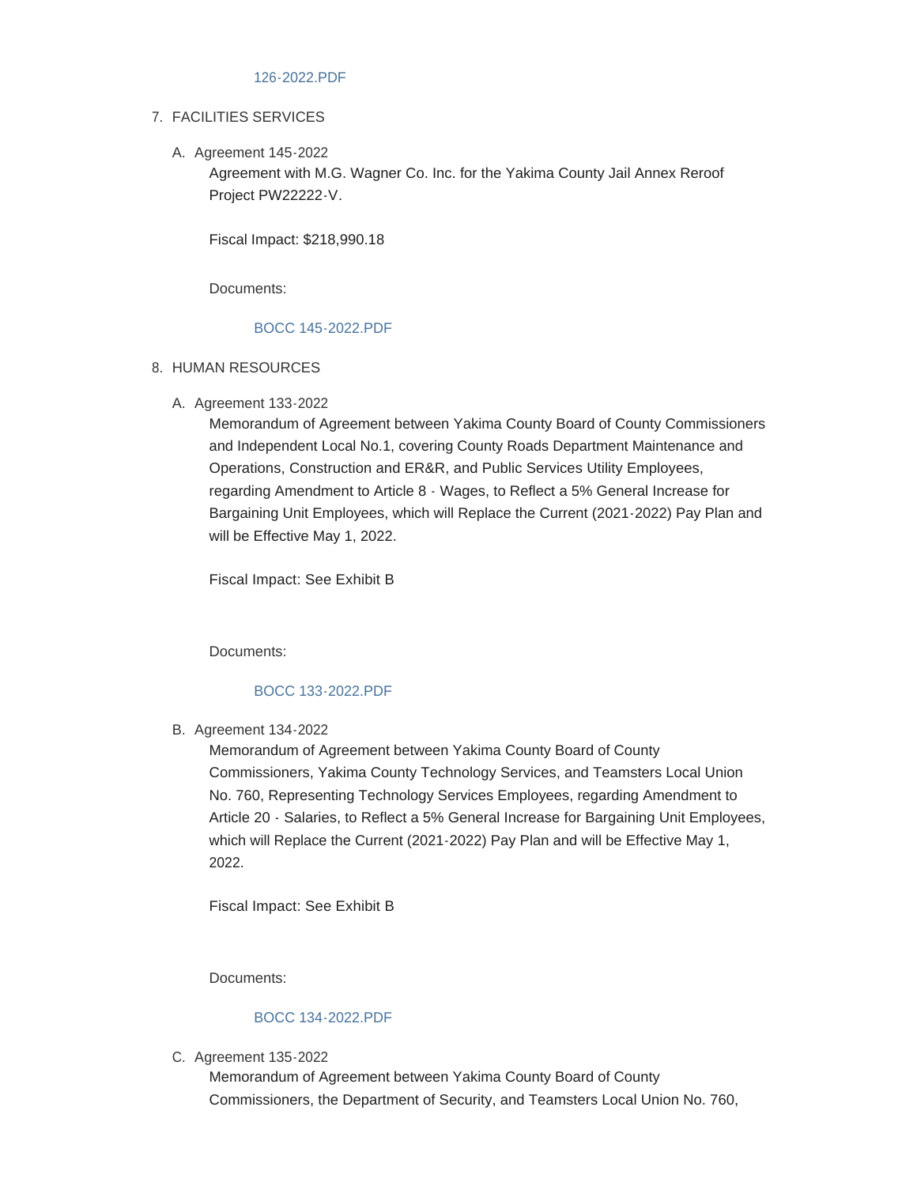126-2022.PDF

7. FACILITIES SERVICES

   A. Agreement 145-2022

      Agreement with M.G. Wagner Co. Inc. for the Yakima County Jail Annex Reroof Project PW22222-V.

      Fiscal Impact: $218,990.18

      Documents:

      BOCC 145-2022.PDF

8. HUMAN RESOURCES

   A. Agreement 133-2022

      Memorandum of Agreement between Yakima County Board of County Commissioners and Independent Local No.1, covering County Roads Department Maintenance and Operations, Construction and ER&R, and Public Services Utility Employees, regarding Amendment to Article 8 - Wages, to Reflect a 5% General Increase for Bargaining Unit Employees, which will Replace the Current (2021-2022) Pay Plan and will be Effective May 1, 2022.

      Fiscal Impact: See Exhibit B

      Documents:

      BOCC 133-2022.PDF

   B. Agreement 134-2022

      Memorandum of Agreement between Yakima County Board of County Commissioners, Yakima County Technology Services, and Teamsters Local Union No. 760, Representing Technology Services Employees, regarding Amendment to Article 20 - Salaries, to Reflect a 5% General Increase for Bargaining Unit Employees, which will Replace the Current (2021-2022) Pay Plan and will be Effective May 1, 2022.

      Fiscal Impact: See Exhibit B

      Documents:

      BOCC 134-2022.PDF

   C. Agreement 135-2022

      Memorandum of Agreement between Yakima County Board of County Commissioners, the Department of Security, and Teamsters Local Union No. 760,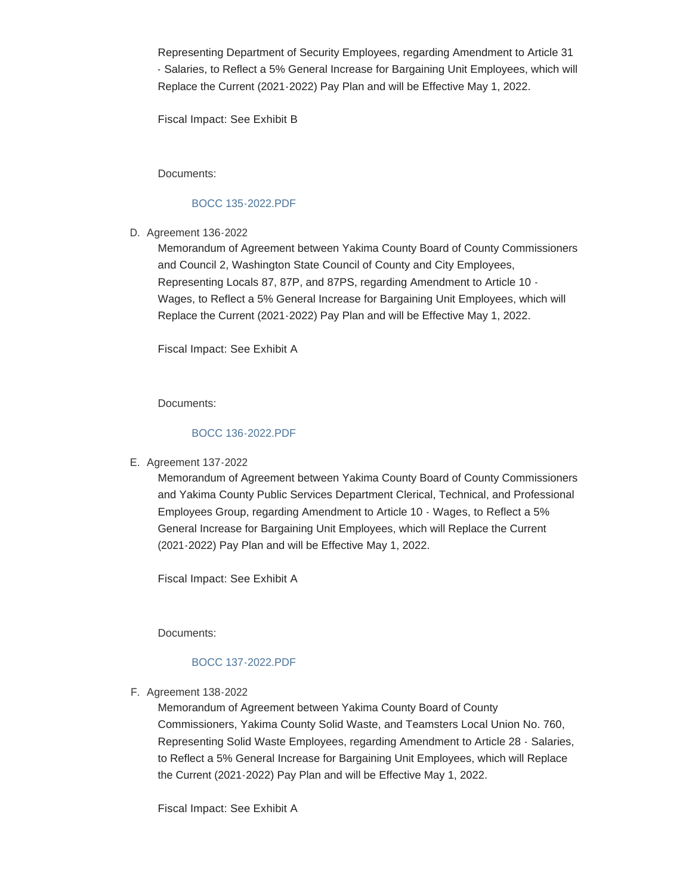Representing Department of Security Employees, regarding Amendment to Article 31 - Salaries, to Reflect a 5% General Increase for Bargaining Unit Employees, which will Replace the Current (2021-2022) Pay Plan and will be Effective May 1, 2022.

Fiscal Impact: See Exhibit B

Documents:

BOCC 135-2022.PDF

D. Agreement 136-2022

Memorandum of Agreement between Yakima County Board of County Commissioners and Council 2, Washington State Council of County and City Employees, Representing Locals 87, 87P, and 87PS, regarding Amendment to Article 10 - Wages, to Reflect a 5% General Increase for Bargaining Unit Employees, which will Replace the Current (2021-2022) Pay Plan and will be Effective May 1, 2022.

Fiscal Impact: See Exhibit A

Documents:

BOCC 136-2022.PDF

E. Agreement 137-2022

Memorandum of Agreement between Yakima County Board of County Commissioners and Yakima County Public Services Department Clerical, Technical, and Professional Employees Group, regarding Amendment to Article 10 - Wages, to Reflect a 5% General Increase for Bargaining Unit Employees, which will Replace the Current (2021-2022) Pay Plan and will be Effective May 1, 2022.

Fiscal Impact: See Exhibit A

Documents:

BOCC 137-2022.PDF

F. Agreement 138-2022

Memorandum of Agreement between Yakima County Board of County Commissioners, Yakima County Solid Waste, and Teamsters Local Union No. 760, Representing Solid Waste Employees, regarding Amendment to Article 28 - Salaries, to Reflect a 5% General Increase for Bargaining Unit Employees, which will Replace the Current (2021-2022) Pay Plan and will be Effective May 1, 2022.

Fiscal Impact: See Exhibit A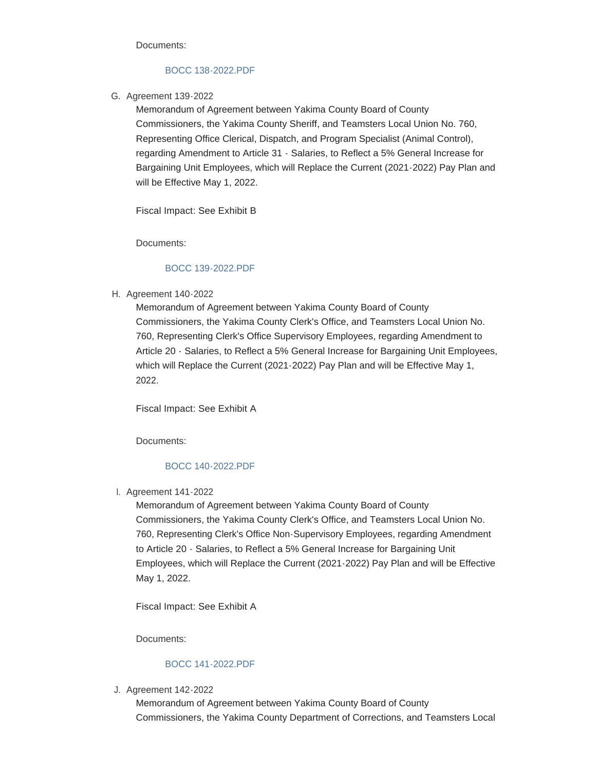Documents:

BOCC 138-2022.PDF

G. Agreement 139-2022

Memorandum of Agreement between Yakima County Board of County Commissioners, the Yakima County Sheriff, and Teamsters Local Union No. 760, Representing Office Clerical, Dispatch, and Program Specialist (Animal Control), regarding Amendment to Article 31 - Salaries, to Reflect a 5% General Increase for Bargaining Unit Employees, which will Replace the Current (2021-2022) Pay Plan and will be Effective May 1, 2022.

Fiscal Impact: See Exhibit B

Documents:

BOCC 139-2022.PDF

H. Agreement 140-2022

Memorandum of Agreement between Yakima County Board of County Commissioners, the Yakima County Clerk's Office, and Teamsters Local Union No. 760, Representing Clerk's Office Supervisory Employees, regarding Amendment to Article 20 - Salaries, to Reflect a 5% General Increase for Bargaining Unit Employees, which will Replace the Current (2021-2022) Pay Plan and will be Effective May 1, 2022.

Fiscal Impact: See Exhibit A

Documents:

BOCC 140-2022.PDF

I. Agreement 141-2022

Memorandum of Agreement between Yakima County Board of County Commissioners, the Yakima County Clerk's Office, and Teamsters Local Union No. 760, Representing Clerk's Office Non-Supervisory Employees, regarding Amendment to Article 20 - Salaries, to Reflect a 5% General Increase for Bargaining Unit Employees, which will Replace the Current (2021-2022) Pay Plan and will be Effective May 1, 2022.

Fiscal Impact: See Exhibit A

Documents:

BOCC 141-2022.PDF

J. Agreement 142-2022

Memorandum of Agreement between Yakima County Board of County Commissioners, the Yakima County Department of Corrections, and Teamsters Local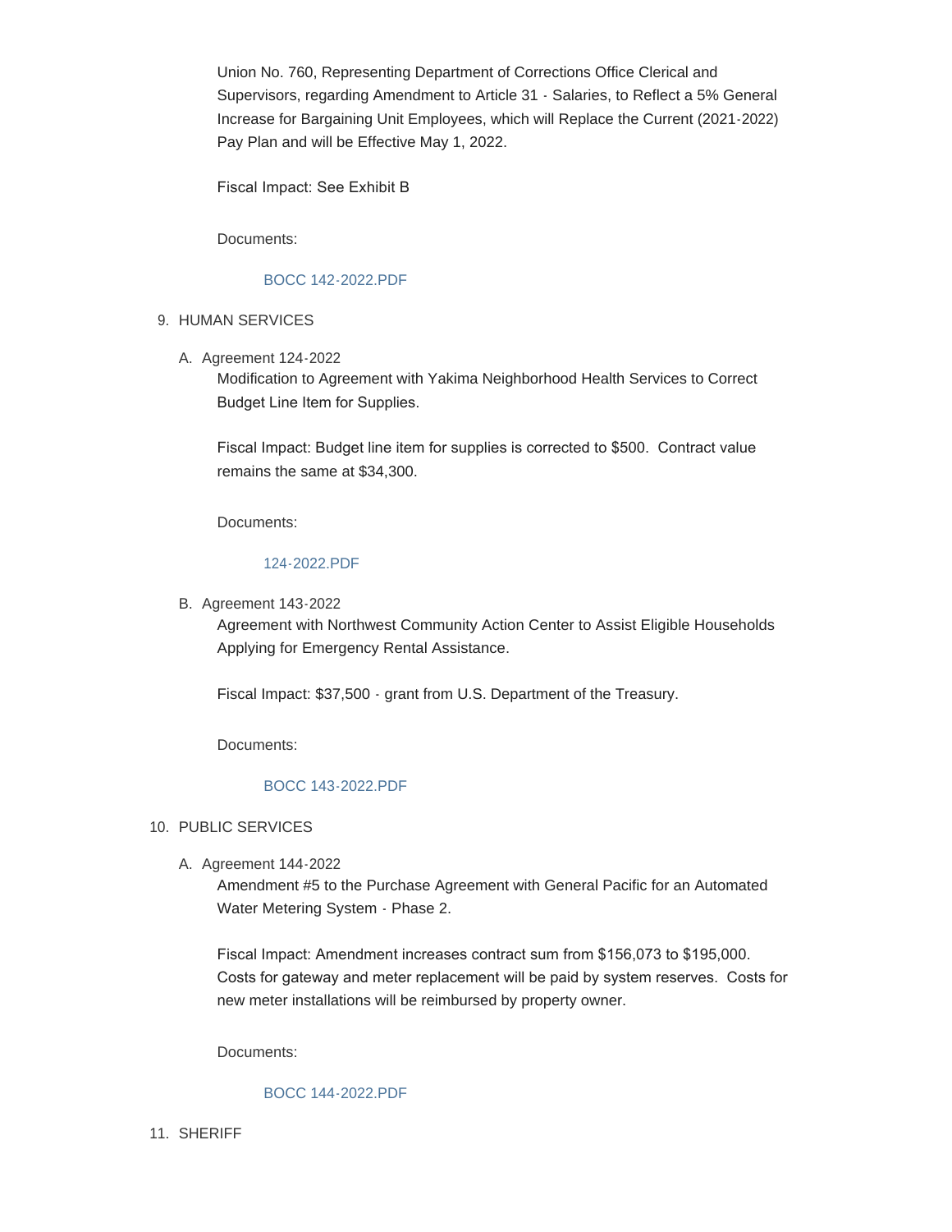Union No. 760, Representing Department of Corrections Office Clerical and Supervisors, regarding Amendment to Article 31 - Salaries, to Reflect a 5% General Increase for Bargaining Unit Employees, which will Replace the Current (2021-2022) Pay Plan and will be Effective May 1, 2022.

Fiscal Impact: See Exhibit B

Documents:

BOCC 142-2022.PDF

9. HUMAN SERVICES

   A. Agreement 124-2022

      Modification to Agreement with Yakima Neighborhood Health Services to Correct Budget Line Item for Supplies.

      Fiscal Impact: Budget line item for supplies is corrected to $500. Contract value remains the same at $34,300.

      Documents:

      124-2022.PDF

   B. Agreement 143-2022

      Agreement with Northwest Community Action Center to Assist Eligible Households Applying for Emergency Rental Assistance.

      Fiscal Impact: $37,500 - grant from U.S. Department of the Treasury.

      Documents:

      BOCC 143-2022.PDF

10. PUBLIC SERVICES

    A. Agreement 144-2022

       Amendment #5 to the Purchase Agreement with General Pacific for an Automated Water Metering System - Phase 2.

       Fiscal Impact: Amendment increases contract sum from $156,073 to $195,000. Costs for gateway and meter replacement will be paid by system reserves. Costs for new meter installations will be reimbursed by property owner.

       Documents:

       BOCC 144-2022.PDF

11. SHERIFF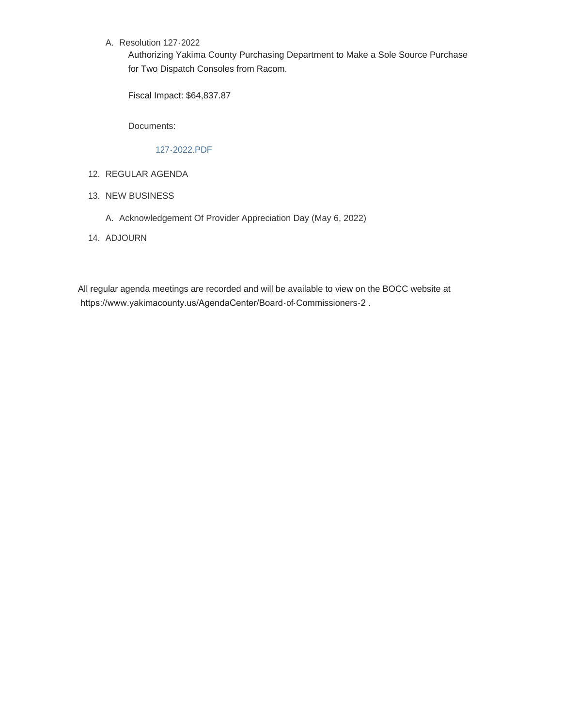A. Resolution 127-2022

   Authorizing Yakima County Purchasing Department to Make a Sole Source Purchase for Two Dispatch Consoles from Racom.

   Fiscal Impact: $64,837.87

   Documents:

   127-2022.PDF

12. REGULAR AGENDA

13. NEW BUSINESS

    A. Acknowledgement Of Provider Appreciation Day (May 6, 2022)

14. ADJOURN

All regular agenda meetings are recorded and will be available to view on the BOCC website at https://www.yakimacounty.us/AgendaCenter/Board-of-Commissioners-2 .